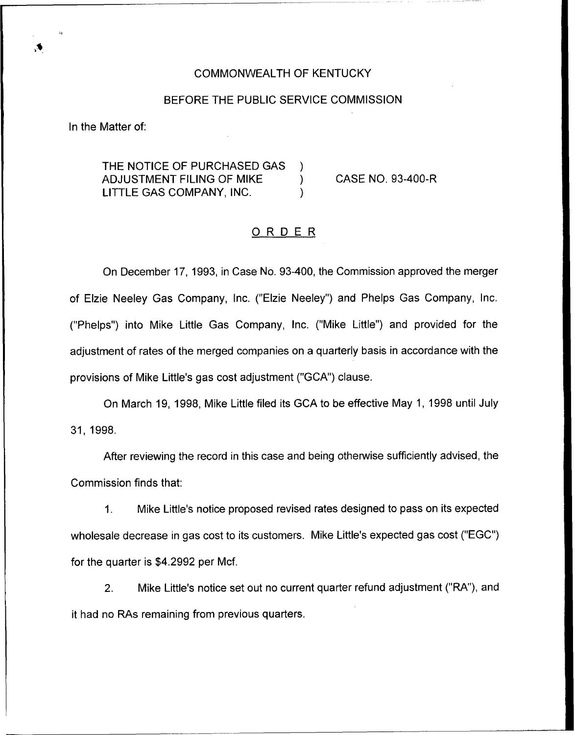COMMONWEALTH OF KENTUCKY

BEFORE THE PUBLIC SERVICE COMMISSION

In the Matter of:

THE NOTICE OF PURCHASED GAS ADJUSTMENT FILING OF MIKE LITTLE GAS COMPANY, INC. ) CASE NO. 93-400-R

## ORDER

On December 17, 1993, in Case No. 93-400, the Commission approved the merger of Elzie Neeley Gas Company, Inc. ("Elzie Neeley") and Phelps Gas Company, Inc. ("Phelps") into Mike Little Gas Company, Inc. ("Mike Little") and provided for the adjustment of rates of the merged companies on a quarterly basis in accordance with the provisions of Mike Little's gas cost adjustment ("GCA") clause.

On March 19, 1998, Mike Little filed its GCA to be effective May 1, 1998 until July 31, 1998.

After reviewing the record in this case and being otherwise sufficiently advised, the Commission finds that:

1. Mike Little's notice proposed revised rates designed to pass on its expected wholesale decrease in gas cost to its customers. Mike Little's expected gas cost ("EGC") for the quarter is $4.2992 per Mcf.

2. Mike Little's notice set out no current quarter refund adjustment ("RA"), and it had no RAs remaining from previous quarters.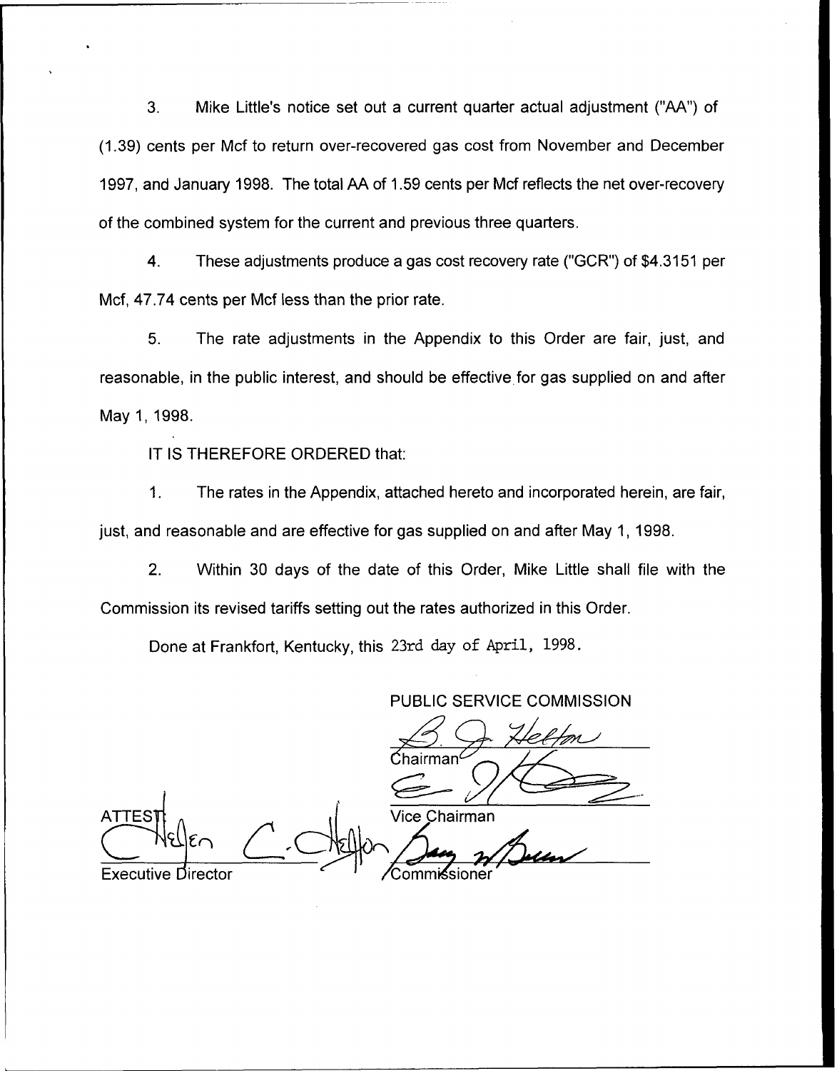3. Mike Little's notice set out a current quarter actual adjustment ("AA") of (1.39) cents per Mcf to return over-recovered gas cost from November and December 1997, and January 1998. The total AA of 1.59 cents per Mcf reflects the net over-recovery of the combined system for the current and previous three quarters.

4. These adjustments produce a gas cost recovery rate ("GCR") of $4.3151 per Mcf, 47.74 cents per Mcf less than the prior rate.

5. The rate adjustments in the Appendix to this Order are fair, just, and reasonable, in the public interest, and should be effective for gas supplied on and after May 1, 1998.

IT IS THEREFORE ORDERED that:

1. The rates in the Appendix, attached hereto and incorporated herein, are fair, just, and reasonable and are effective for gas supplied on and after May 1, 1998.

2. Within 30 days of the date of this Order, Mike Little shall file with the Commission its revised tariffs setting out the rates authorized in this Order.

Done at Frankfort, Kentucky, this 23rd day of April, 1998.

PUBLIC SERVICE COMMISSION

Chairman

Vice Chairman

Commissioner

ATTEST:

Executive Director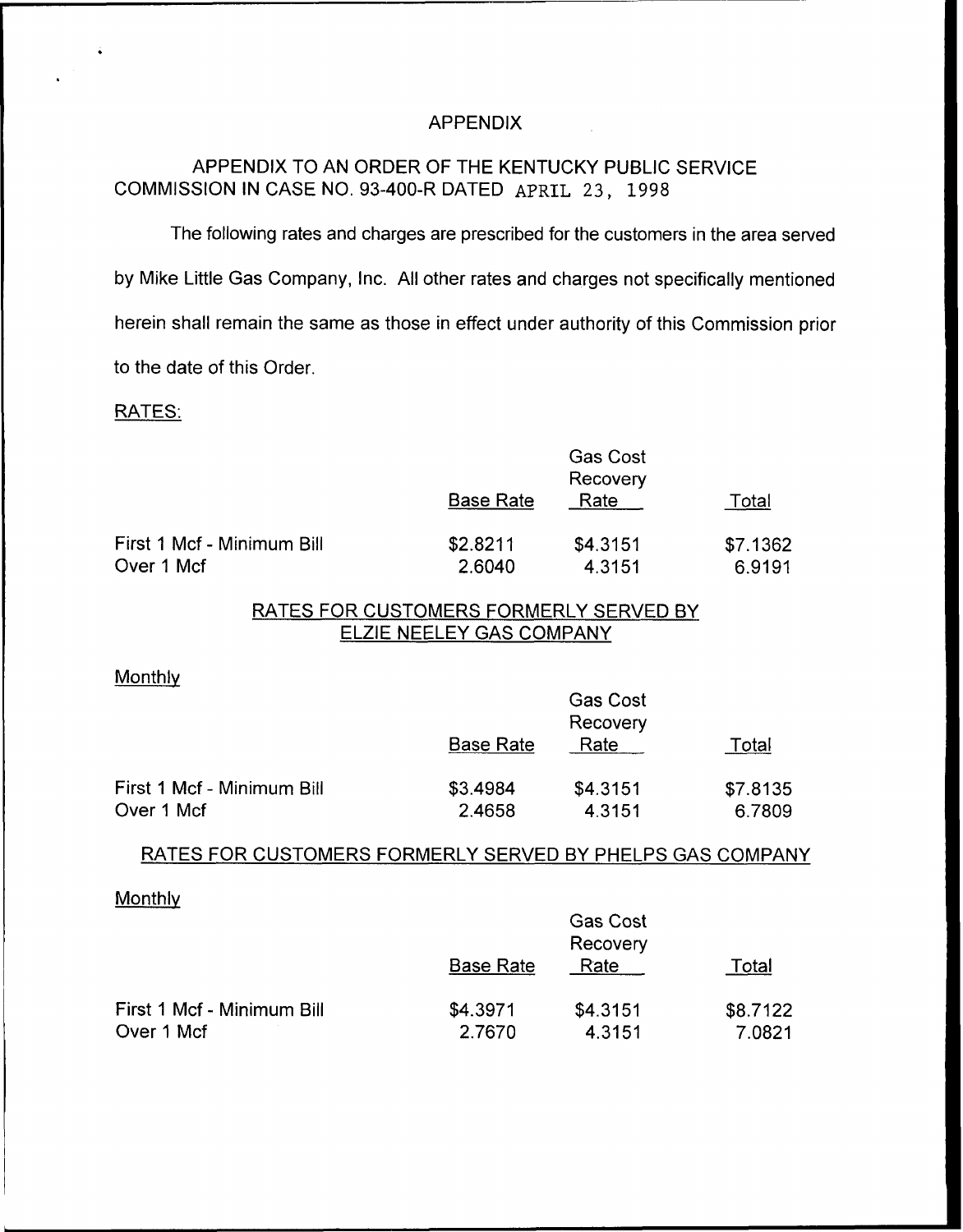# APPENDIX

APPENDIX TO AN ORDER OF THE KENTUCKY PUBLIC SERVICE COMMISSION IN CASE NO. 93-400-R DATED APRIL 23, 1998

The following rates and charges are prescribed for the customers in the area served by Mike Little Gas Company, Inc. All other rates and charges not specifically mentioned herein shall remain the same as those in effect under authority of this Commission prior to the date of this Order.

RATES:

| | Base Rate | Gas Cost Recovery Rate | Total |
|---|---|---|---|
| First 1 Mcf - Minimum Bill | $2.8211 | $4.3151 | $7.1362 |
| Over 1 Mcf | 2.6040 | 4.3151 | 6.9191 |

## RATES FOR CUSTOMERS FORMERLY SERVED BY ELZIE NEELEY GAS COMPANY

Monthly

| | Base Rate | Gas Cost Recovery Rate | Total |
|---|---|---|---|
| First 1 Mcf - Minimum Bill | $3.4984 | $4.3151 | $7.8135 |
| Over 1 Mcf | 2.4658 | 4.3151 | 6.7809 |

## RATES FOR CUSTOMERS FORMERLY SERVED BY PHELPS GAS COMPANY

Monthly

| | Base Rate | Gas Cost Recovery Rate | Total |
|---|---|---|---|
| First 1 Mcf - Minimum Bill | $4.3971 | $4.3151 | $8.7122 |
| Over 1 Mcf | 2.7670 | 4.3151 | 7.0821 |